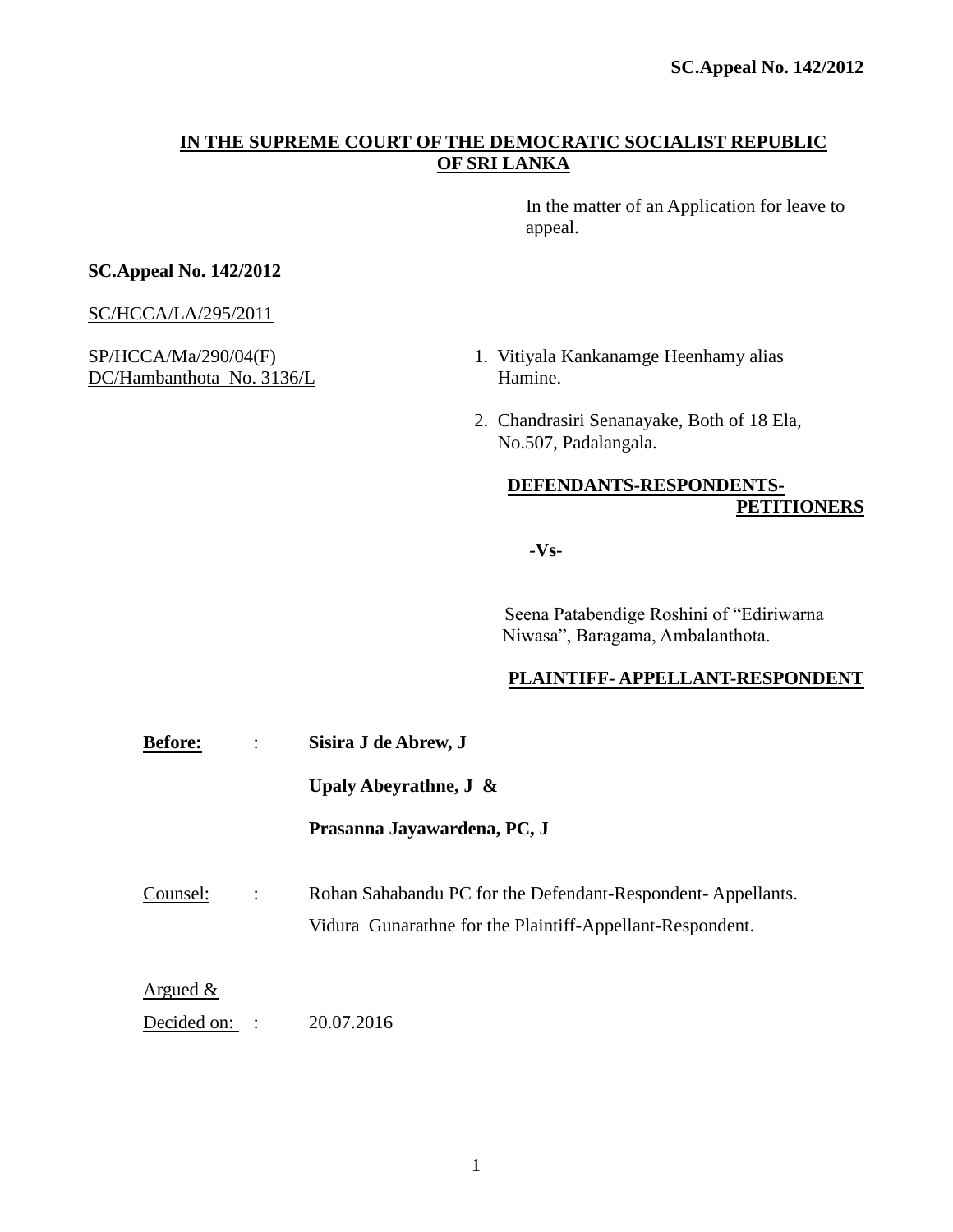**IN THE SUPREME COURT OF THE DEMOCRATIC SOCIALIST REPUBLIC OF SRI LANKA**

In the matter of an Application for leave to appeal.

**SC.Appeal No. 142/2012**

SC/HCCA/LA/295/2011

SP/HCCA/Ma/290/04(F)
DC/Hambanthota No. 3136/L

1. Vitiyala Kankanamge Heenhamy alias Hamine.
2. Chandrasiri Senanayake, Both of 18 Ela, No.507, Padalangala.

**DEFENDANTS-RESPONDENTS-PETITIONERS**

**-Vs-**

Seena Patabendige Roshini of "Ediriwarna Niwasa", Baragama, Ambalanthota.

**PLAINTIFF- APPELLANT-RESPONDENT**

**Before:** : **Sisira J de Abrew, J**

**Upaly Abeyrathne, J &**

**Prasanna Jayawardena, PC, J**

Counsel: : Rohan Sahabandu PC for the Defendant-Respondent- Appellants.
Vidura Gunarathne for the Plaintiff-Appellant-Respondent.

Argued &
Decided on: : 20.07.2016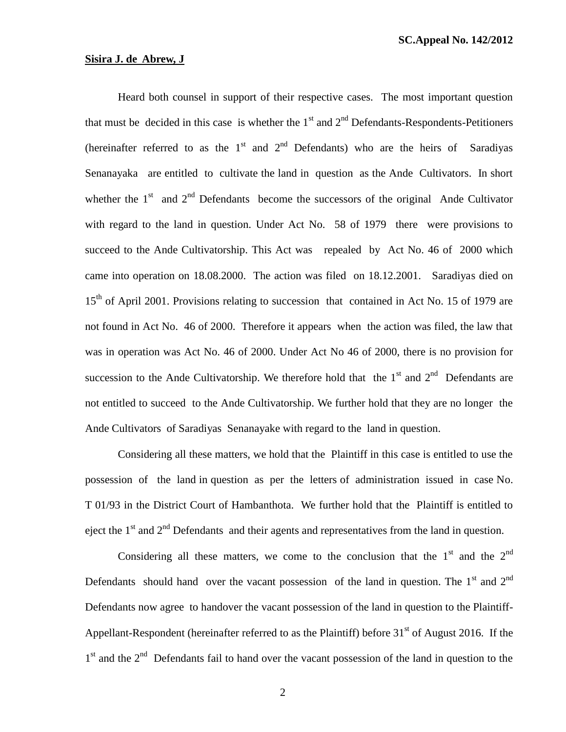**Sisira J. de Abrew, J**

Heard both counsel in support of their respective cases. The most important question that must be decided in this case is whether the 1st and 2nd Defendants-Respondents-Petitioners (hereinafter referred to as the 1st and 2nd Defendants) who are the heirs of Saradiyas Senanayaka are entitled to cultivate the land in question as the Ande Cultivators. In short whether the 1st and 2nd Defendants become the successors of the original Ande Cultivator with regard to the land in question. Under Act No. 58 of 1979 there were provisions to succeed to the Ande Cultivatorship. This Act was repealed by Act No. 46 of 2000 which came into operation on 18.08.2000. The action was filed on 18.12.2001. Saradiyas died on 15th of April 2001. Provisions relating to succession that contained in Act No. 15 of 1979 are not found in Act No. 46 of 2000. Therefore it appears when the action was filed, the law that was in operation was Act No. 46 of 2000. Under Act No 46 of 2000, there is no provision for succession to the Ande Cultivatorship. We therefore hold that the 1st and 2nd Defendants are not entitled to succeed to the Ande Cultivatorship. We further hold that they are no longer the Ande Cultivators of Saradiyas Senanayake with regard to the land in question.

Considering all these matters, we hold that the Plaintiff in this case is entitled to use the possession of the land in question as per the letters of administration issued in case No. T 01/93 in the District Court of Hambanthota. We further hold that the Plaintiff is entitled to eject the 1st and 2nd Defendants and their agents and representatives from the land in question.

Considering all these matters, we come to the conclusion that the 1st and the 2nd Defendants should hand over the vacant possession of the land in question. The 1st and 2nd Defendants now agree to handover the vacant possession of the land in question to the Plaintiff-Appellant-Respondent (hereinafter referred to as the Plaintiff) before 31st of August 2016. If the 1st and the 2nd Defendants fail to hand over the vacant possession of the land in question to the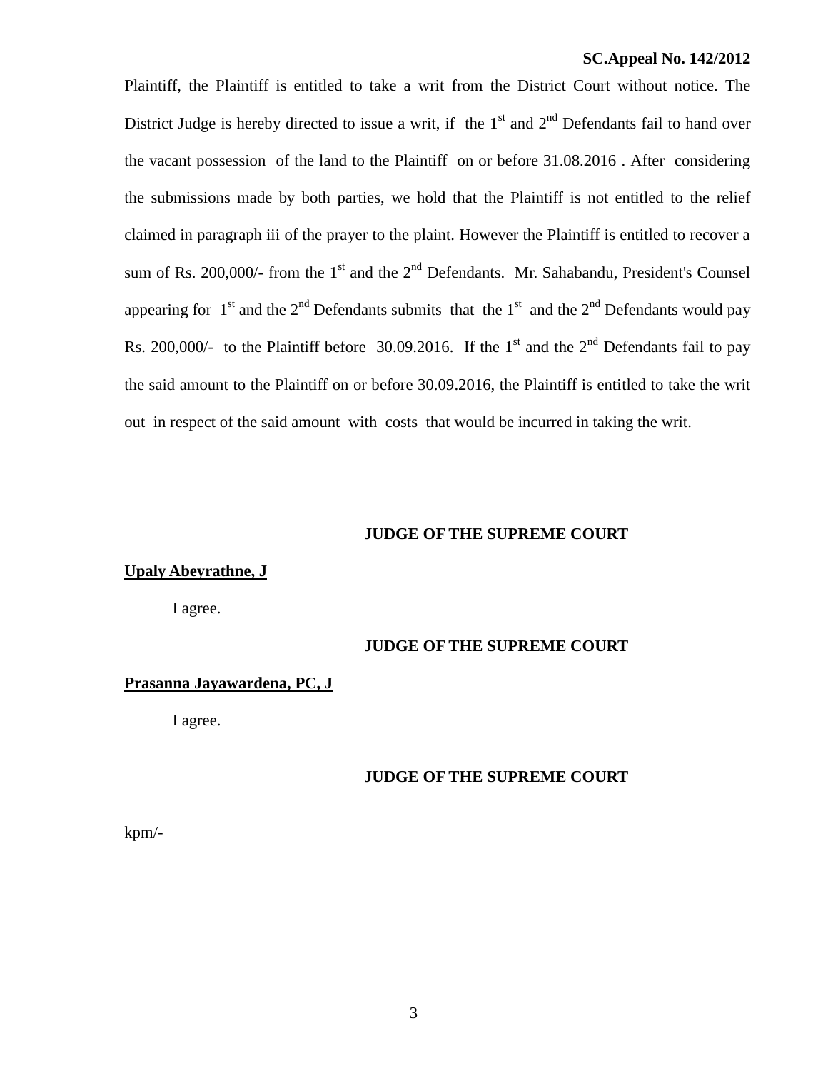Plaintiff, the Plaintiff is entitled to take a writ from the District Court without notice. The District Judge is hereby directed to issue a writ, if the 1st and 2nd Defendants fail to hand over the vacant possession of the land to the Plaintiff on or before 31.08.2016 . After considering the submissions made by both parties, we hold that the Plaintiff is not entitled to the relief claimed in paragraph iii of the prayer to the plaint. However the Plaintiff is entitled to recover a sum of Rs. 200,000/- from the 1st and the 2nd Defendants. Mr. Sahabandu, President's Counsel appearing for 1st and the 2nd Defendants submits that the 1st and the 2nd Defendants would pay Rs. 200,000/- to the Plaintiff before 30.09.2016. If the 1st and the 2nd Defendants fail to pay the said amount to the Plaintiff on or before 30.09.2016, the Plaintiff is entitled to take the writ out in respect of the said amount with costs that would be incurred in taking the writ.

**JUDGE OF THE SUPREME COURT**

**Upaly Abeyrathne, J**

I agree.

**JUDGE OF THE SUPREME COURT**

**Prasanna Jayawardena, PC, J**

I agree.

**JUDGE OF THE SUPREME COURT**

kpm/-